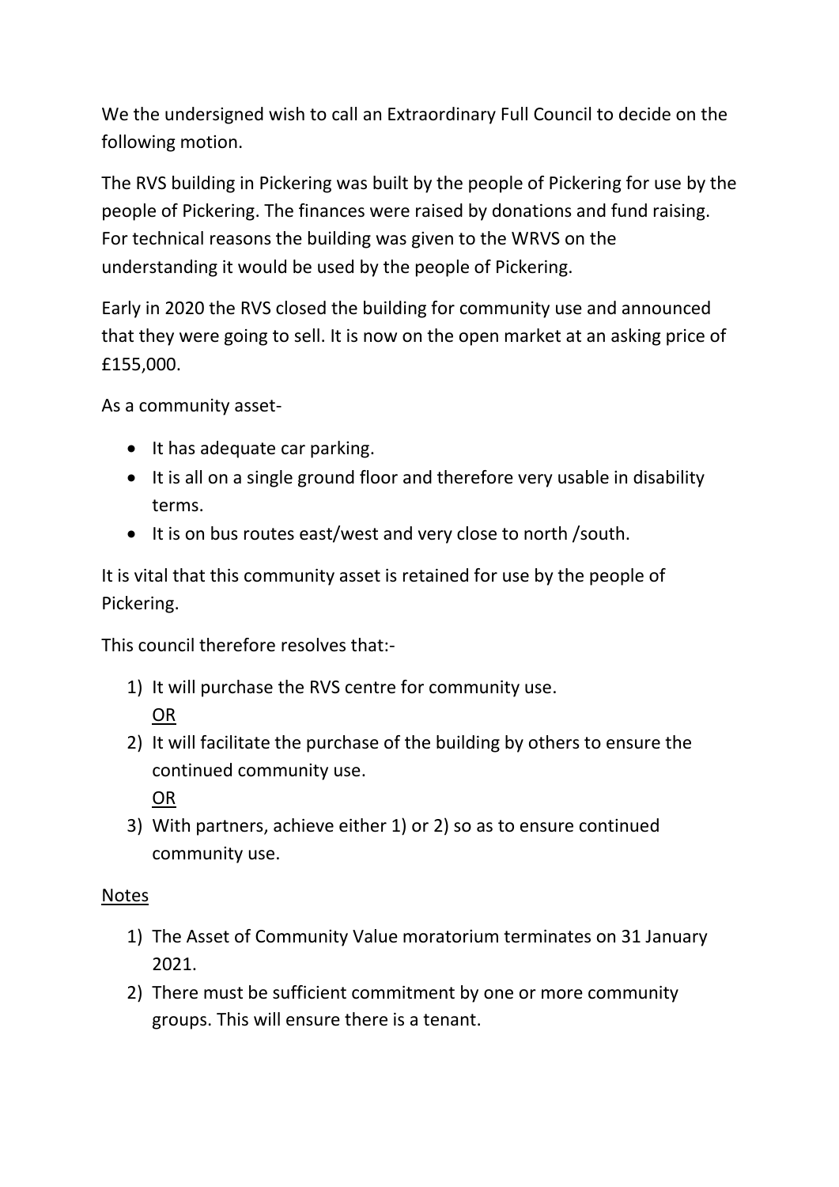We the undersigned wish to call an Extraordinary Full Council to decide on the following motion.

The RVS building in Pickering was built by the people of Pickering for use by the people of Pickering. The finances were raised by donations and fund raising. For technical reasons the building was given to the WRVS on the understanding it would be used by the people of Pickering.

Early in 2020 the RVS closed the building for community use and announced that they were going to sell. It is now on the open market at an asking price of £155,000.

As a community asset-

- It has adequate car parking.
- It is all on a single ground floor and therefore very usable in disability terms.
- It is on bus routes east/west and very close to north /south.

It is vital that this community asset is retained for use by the people of Pickering.

This council therefore resolves that:-

1) It will purchase the RVS centre for community use.
   <u>OR</u>
2) It will facilitate the purchase of the building by others to ensure the continued community use.
   <u>OR</u>
3) With partners, achieve either 1) or 2) so as to ensure continued community use.

<u>Notes</u>

1) The Asset of Community Value moratorium terminates on 31 January 2021.
2) There must be sufficient commitment by one or more community groups. This will ensure there is a tenant.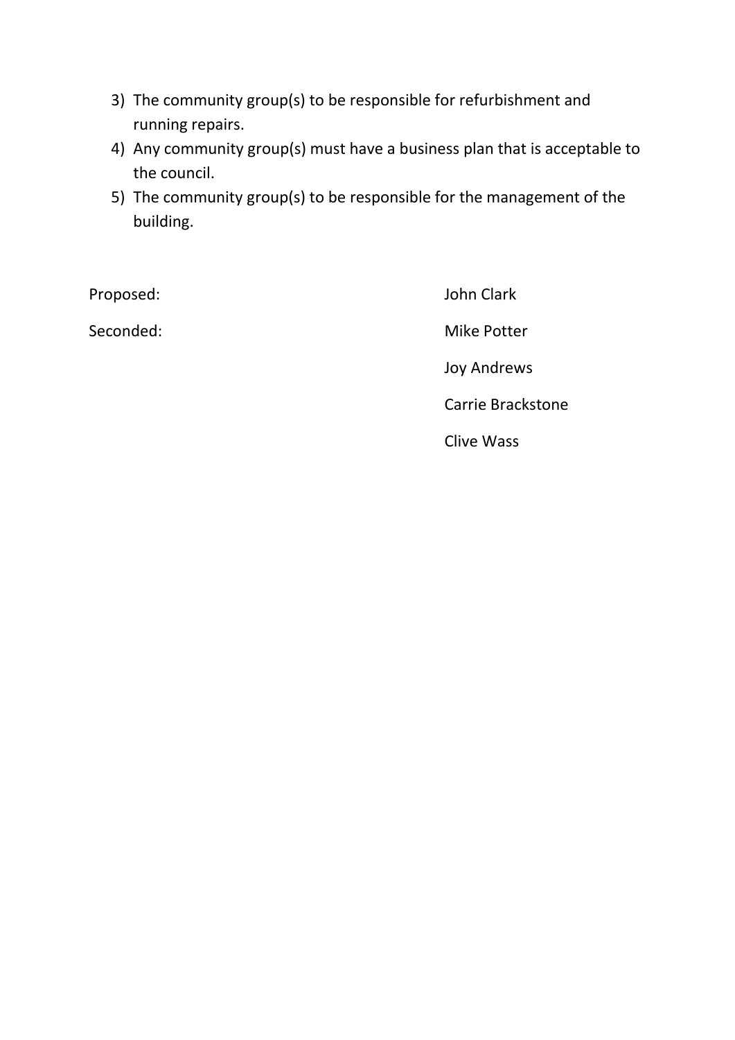3) The community group(s) to be responsible for refurbishment and running repairs.
4) Any community group(s) must have a business plan that is acceptable to the council.
5) The community group(s) to be responsible for the management of the building.

| | |
|---|---|
| Proposed: | John Clark |
| Seconded: | Mike Potter |
| | Joy Andrews |
| | Carrie Brackstone |
| | Clive Wass |